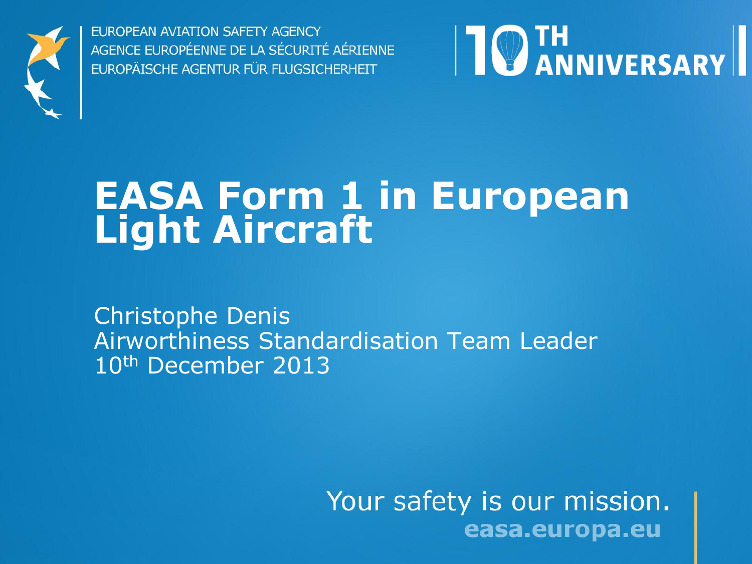EUROPEAN AVIATION SAFETY AGENCY
AGENCE EUROPÉENNE DE LA SÉCURITÉ AÉRIENNE
EUROPÄISCHE AGENTUR FÜR FLUGSICHERHEIT

10TH ANNIVERSARY

# EASA Form 1 in European Light Aircraft

Christophe Denis
Airworthiness Standardisation Team Leader
10th December 2013

Your safety is our mission.
easa.europa.eu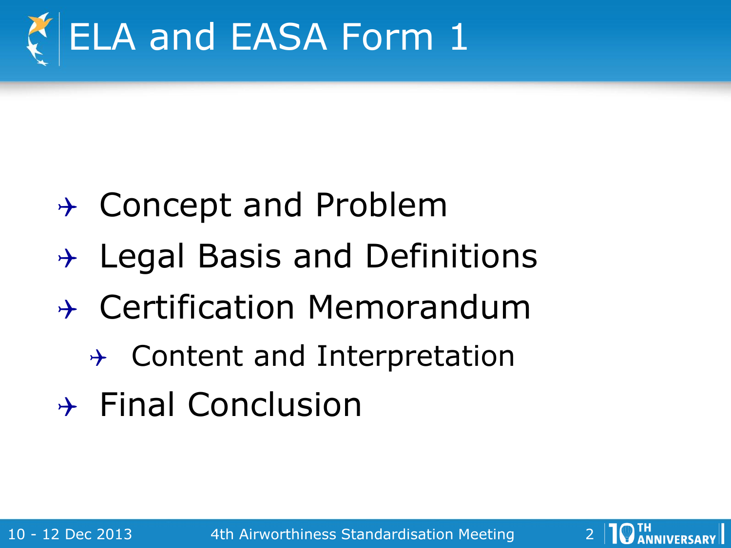# ELA and EASA Form 1

- Concept and Problem
- Legal Basis and Definitions
- Certification Memorandum
  - Content and Interpretation
- Final Conclusion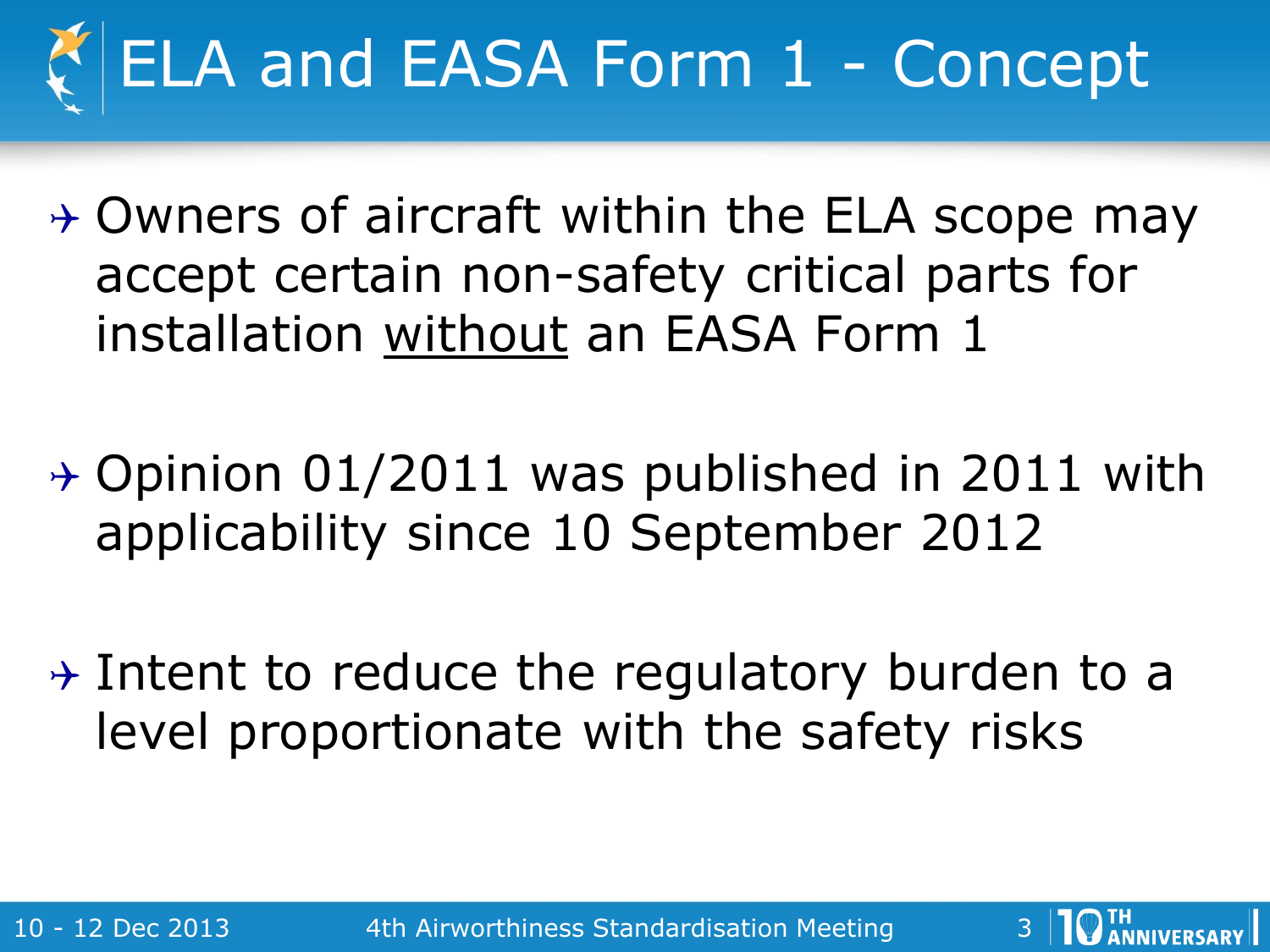# ELA and EASA Form 1 - Concept

- Owners of aircraft within the ELA scope may accept certain non-safety critical parts for installation <u>without</u> an EASA Form 1
- Opinion 01/2011 was published in 2011 with applicability since 10 September 2012
- Intent to reduce the regulatory burden to a level proportionate with the safety risks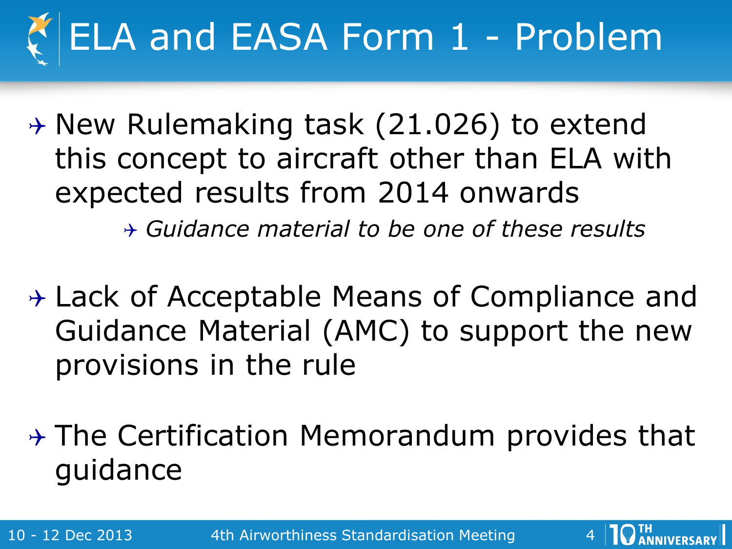# ELA and EASA Form 1 - Problem

- New Rulemaking task (21.026) to extend this concept to aircraft other than ELA with expected results from 2014 onwards
  - *Guidance material to be one of these results*
- Lack of Acceptable Means of Compliance and Guidance Material (AMC) to support the new provisions in the rule
- The Certification Memorandum provides that guidance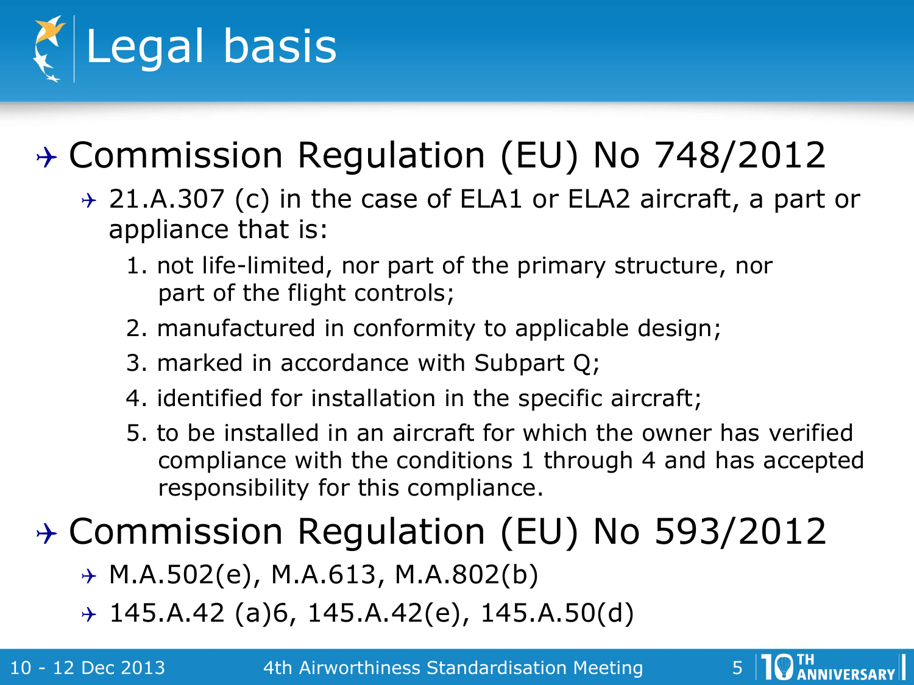# Legal basis

- Commission Regulation (EU) No 748/2012
  - 21.A.307 (c) in the case of ELA1 or ELA2 aircraft, a part or appliance that is:
    1. not life-limited, nor part of the primary structure, nor part of the flight controls;
    2. manufactured in conformity to applicable design;
    3. marked in accordance with Subpart Q;
    4. identified for installation in the specific aircraft;
    5. to be installed in an aircraft for which the owner has verified compliance with the conditions 1 through 4 and has accepted responsibility for this compliance.
- Commission Regulation (EU) No 593/2012
  - M.A.502(e), M.A.613, M.A.802(b)
  - 145.A.42 (a)6, 145.A.42(e), 145.A.50(d)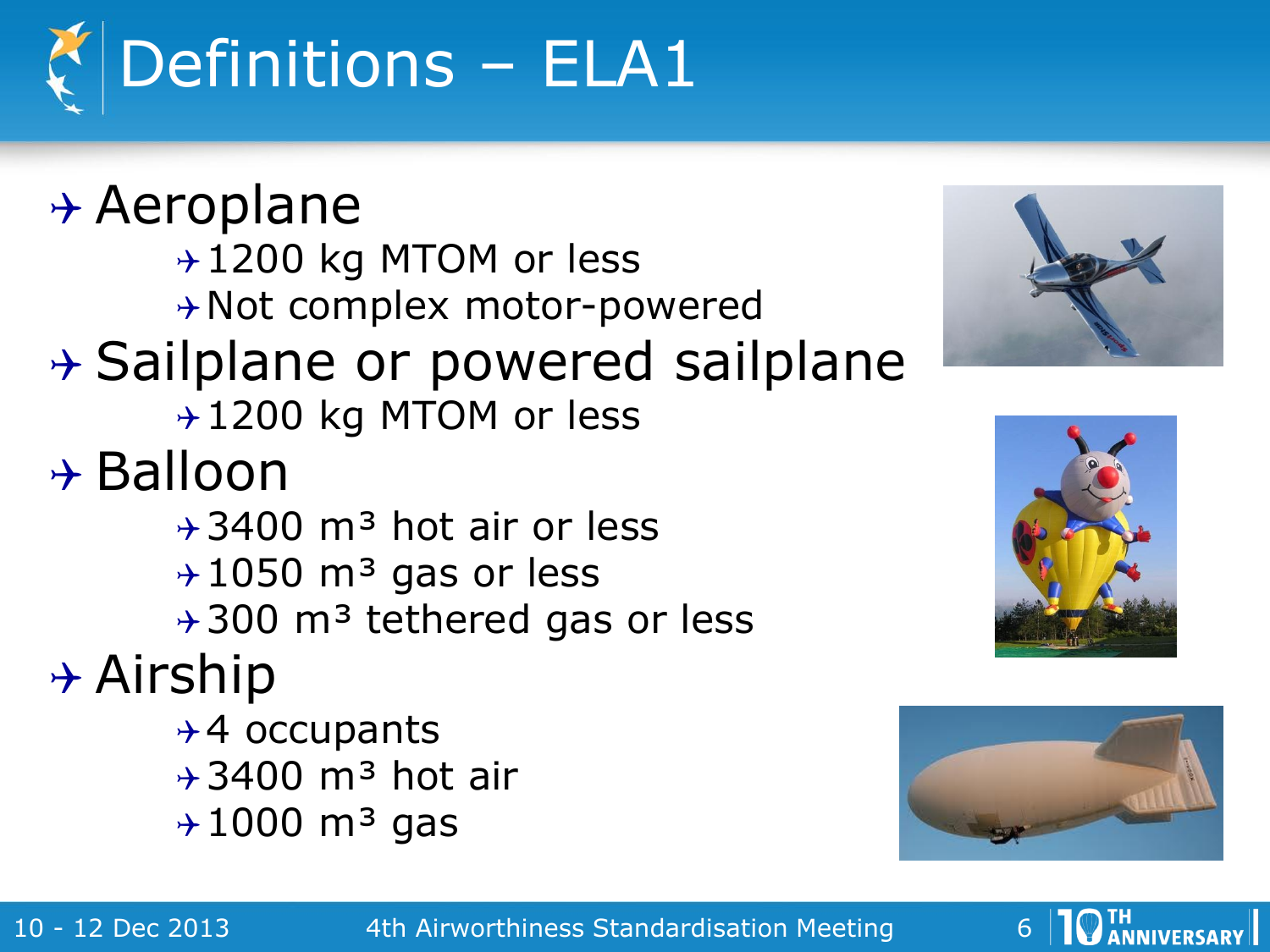# Definitions – ELA1

- Aeroplane
  - 1200 kg MTOM or less
  - Not complex motor-powered
- Sailplane or powered sailplane
  - 1200 kg MTOM or less
- Balloon
  - 3400 $m^3$ hot air or less
  - 1050 $m^3$ gas or less
  - 300 $m^3$ tethered gas or less
- Airship
  - 4 occupants
  - 3400 $m^3$ hot air
  - 1000 $m^3$ gas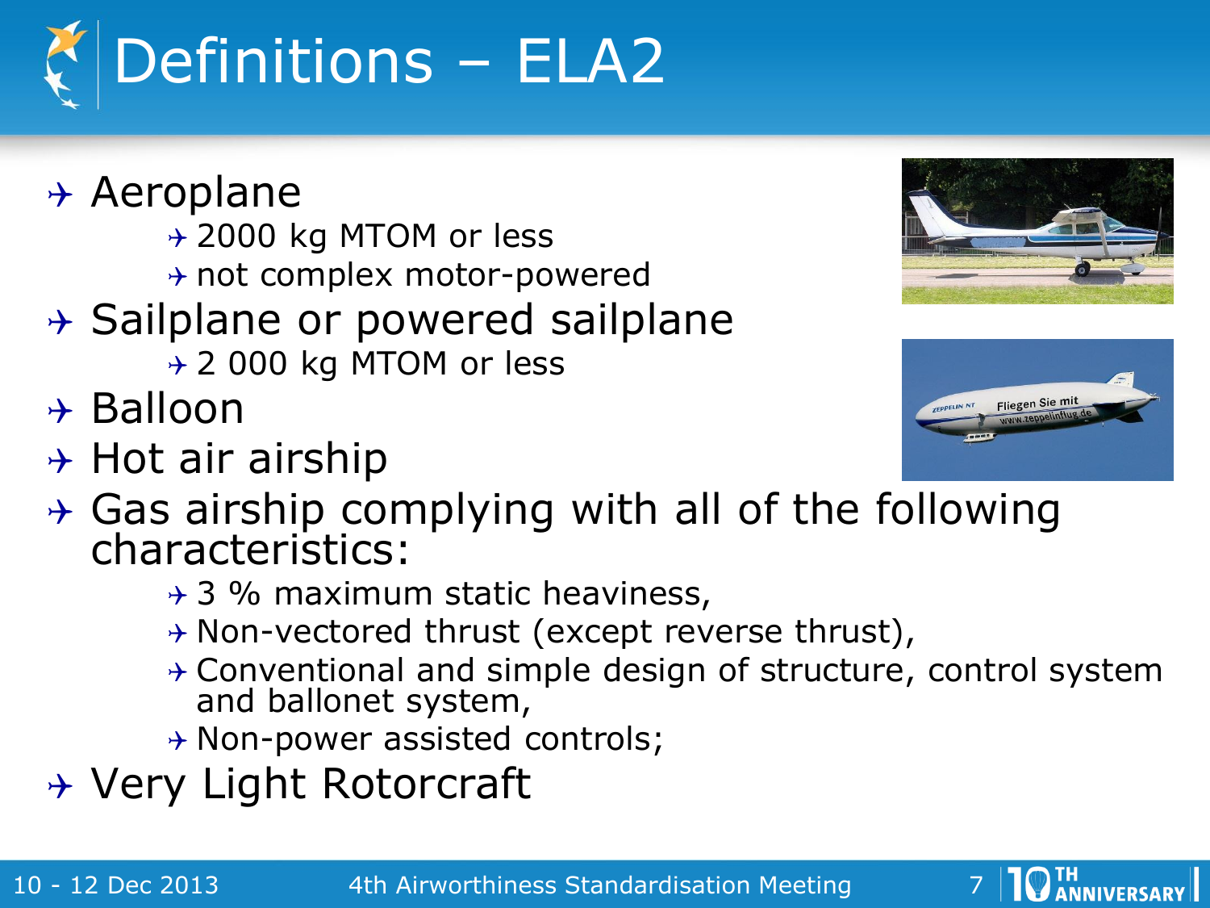# Definitions – ELA2

- Aeroplane
  - 2000 kg MTOM or less
  - not complex motor-powered
- Sailplane or powered sailplane
  - 2 000 kg MTOM or less
- Balloon
- Hot air airship
- Gas airship complying with all of the following characteristics:
  - 3 % maximum static heaviness,
  - Non-vectored thrust (except reverse thrust),
  - Conventional and simple design of structure, control system and ballonet system,
  - Non-power assisted controls;
- Very Light Rotorcraft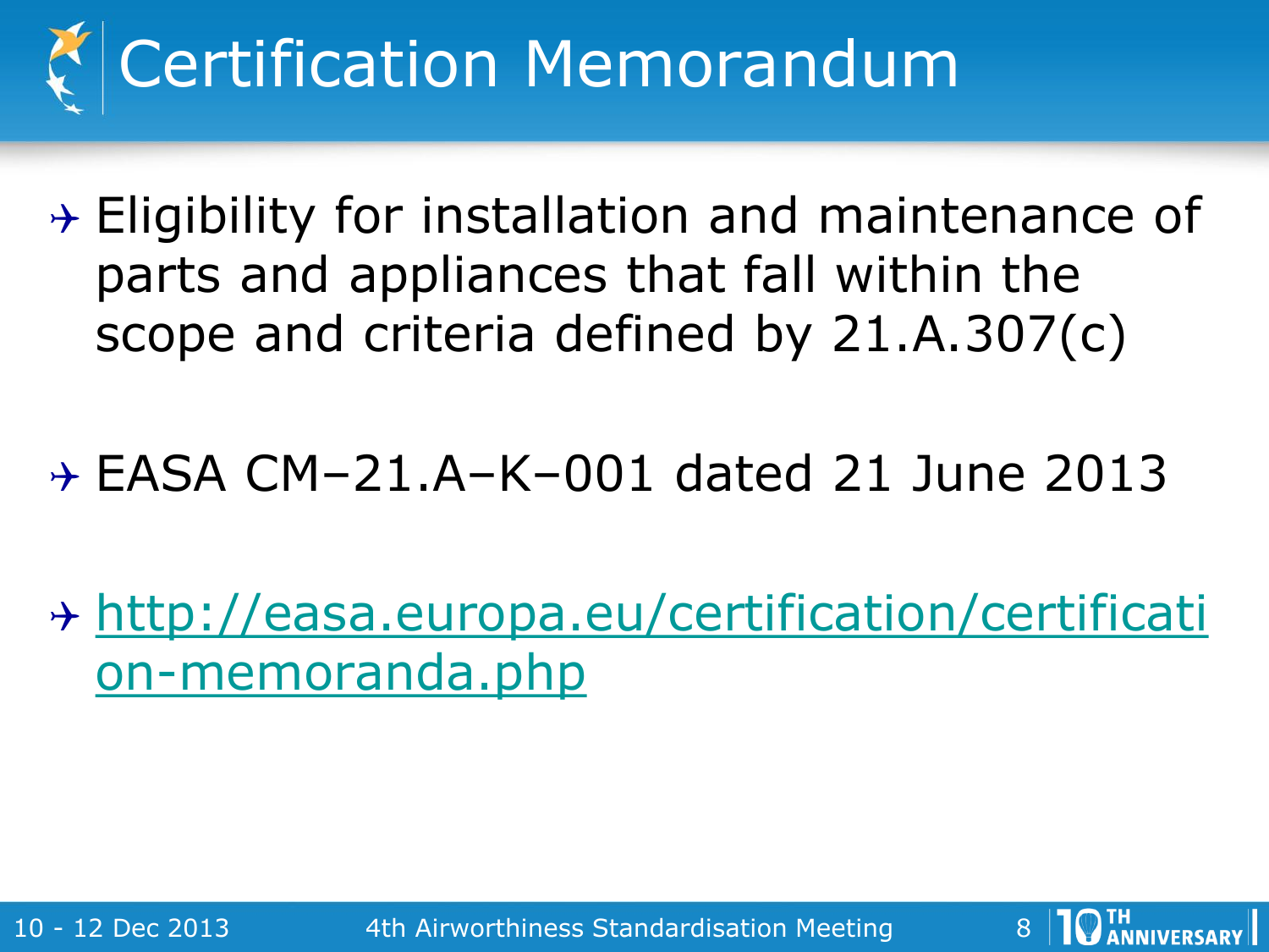# Certification Memorandum

- Eligibility for installation and maintenance of parts and appliances that fall within the scope and criteria defined by 21.A.307(c)
- EASA CM–21.A–K–001 dated 21 June 2013
- http://easa.europa.eu/certification/certification-memoranda.php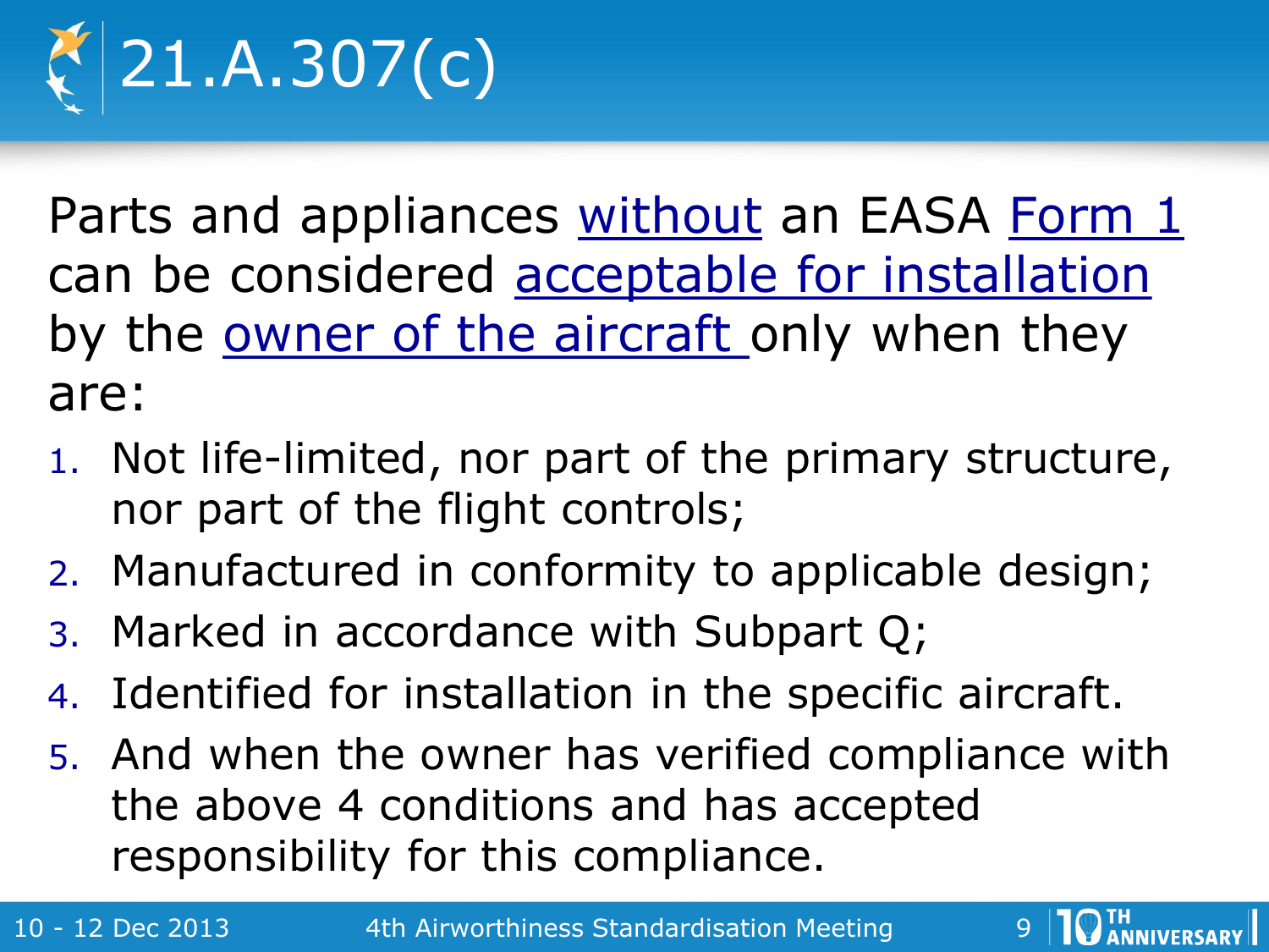# 21.A.307(c)

Parts and appliances without an EASA Form 1 can be considered acceptable for installation by the owner of the aircraft only when they are:

1. Not life-limited, nor part of the primary structure, nor part of the flight controls;
2. Manufactured in conformity to applicable design;
3. Marked in accordance with Subpart Q;
4. Identified for installation in the specific aircraft.
5. And when the owner has verified compliance with the above 4 conditions and has accepted responsibility for this compliance.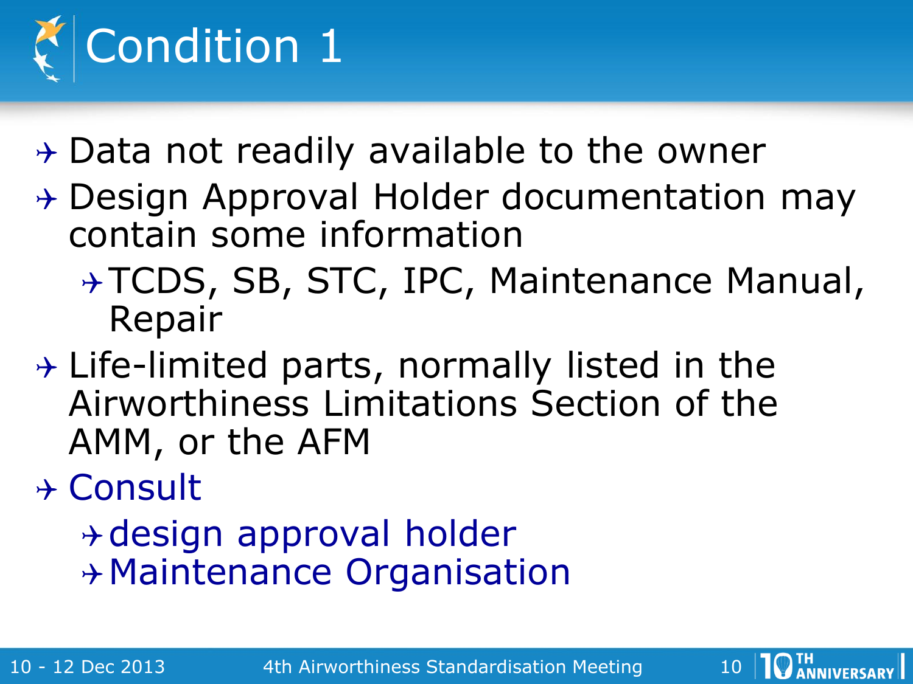# Condition 1

- Data not readily available to the owner
- Design Approval Holder documentation may contain some information
  - TCDS, SB, STC, IPC, Maintenance Manual, Repair
- Life-limited parts, normally listed in the Airworthiness Limitations Section of the AMM, or the AFM
- Consult
  - design approval holder
  - Maintenance Organisation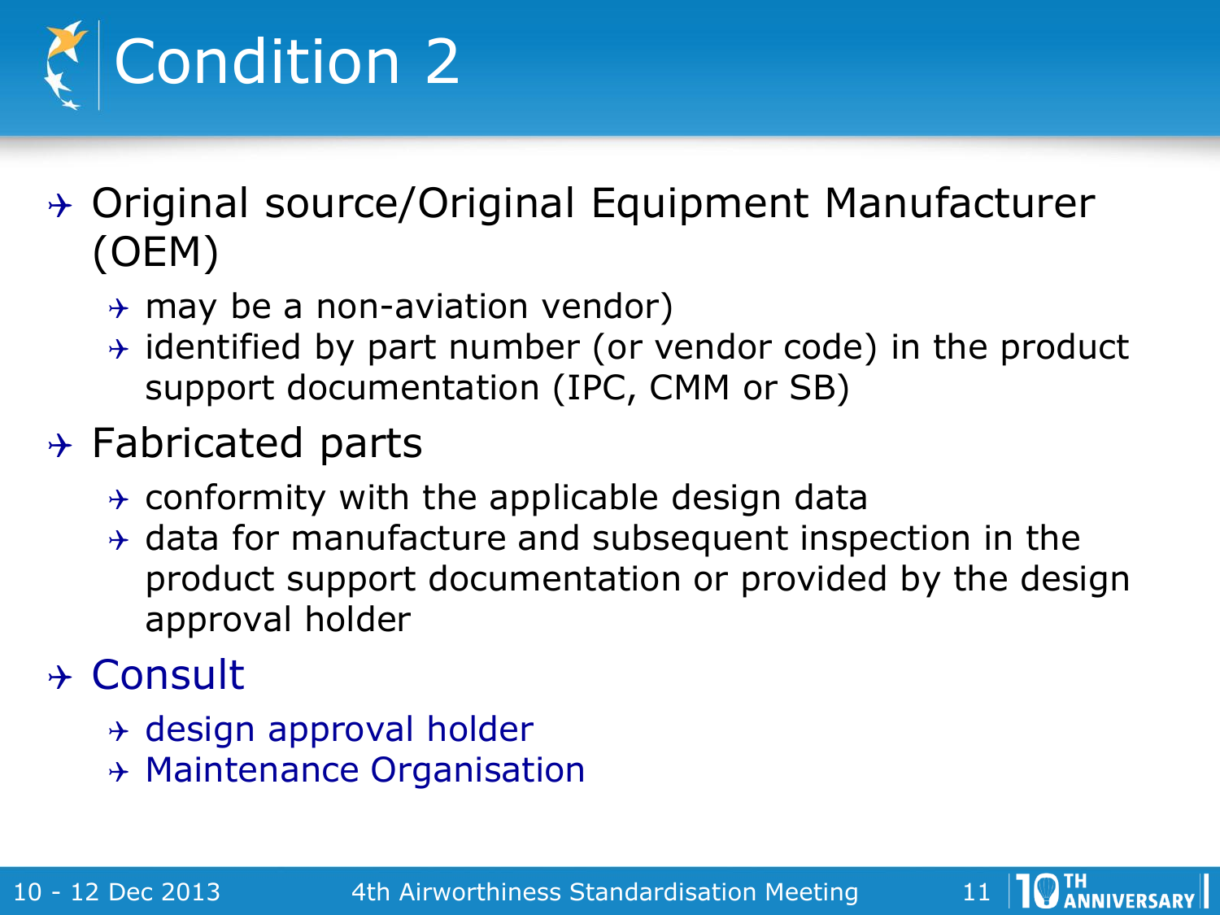# Condition 2

- Original source/Original Equipment Manufacturer (OEM)
  - may be a non-aviation vendor)
  - identified by part number (or vendor code) in the product support documentation (IPC, CMM or SB)
- Fabricated parts
  - conformity with the applicable design data
  - data for manufacture and subsequent inspection in the product support documentation or provided by the design approval holder
- Consult
  - design approval holder
  - Maintenance Organisation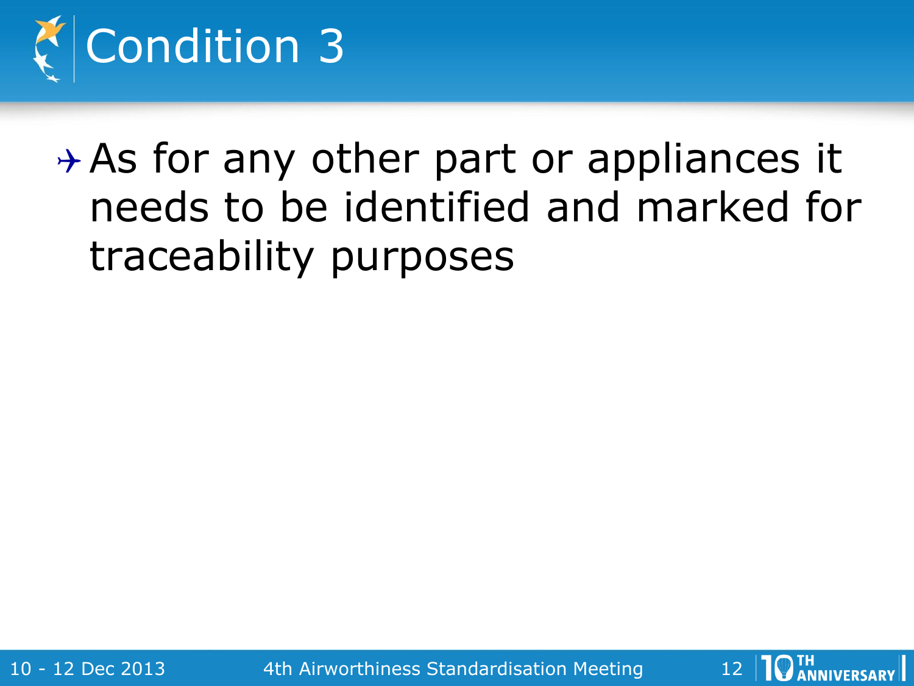# Condition 3

- As for any other part or appliances it needs to be identified and marked for traceability purposes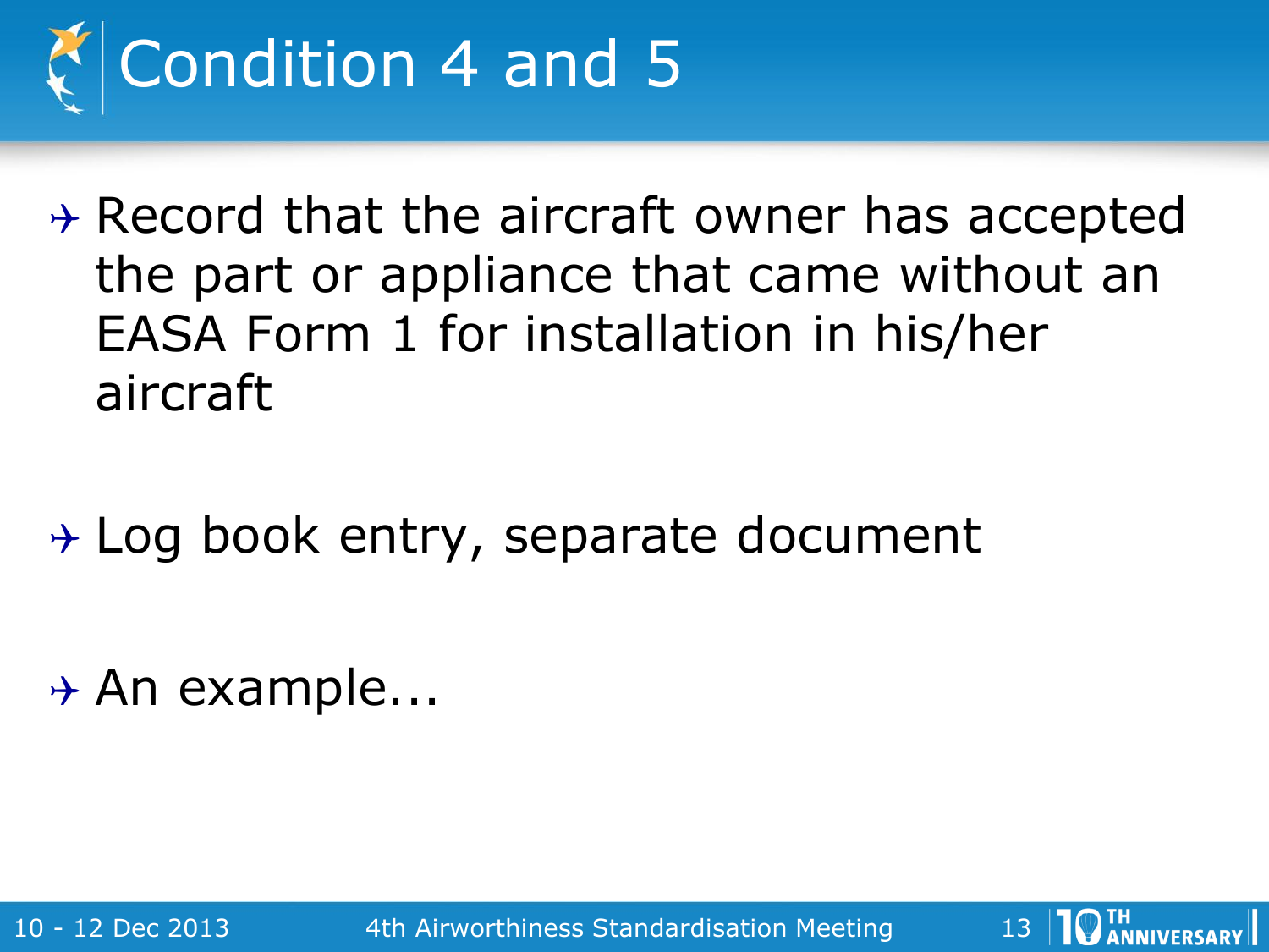# Condition 4 and 5

- Record that the aircraft owner has accepted the part or appliance that came without an EASA Form 1 for installation in his/her aircraft

- Log book entry, separate document

- An example...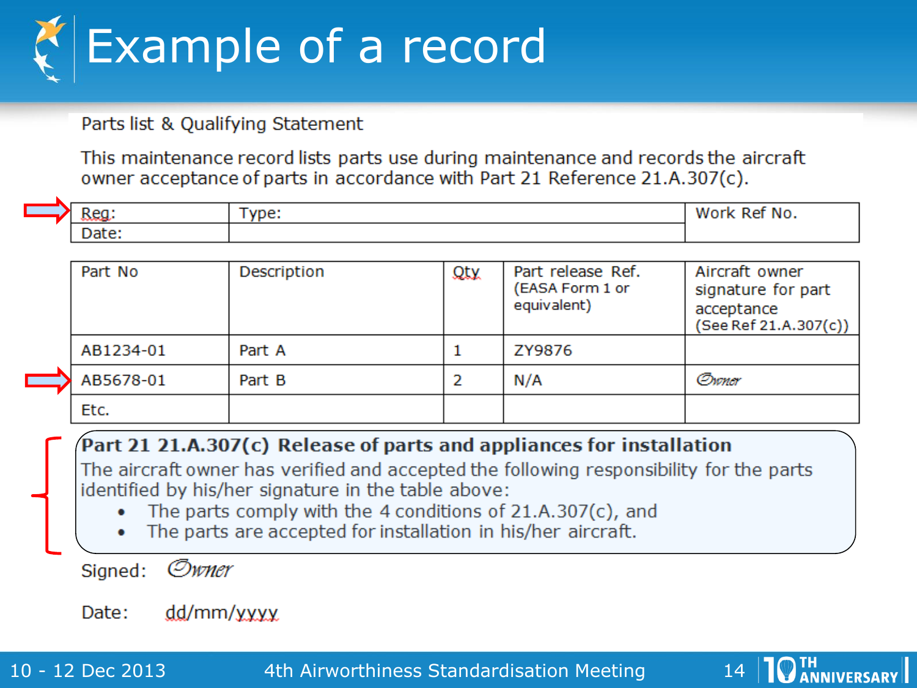# Example of a record

Parts list & Qualifying Statement

This maintenance record lists parts use during maintenance and records the aircraft owner acceptance of parts in accordance with Part 21 Reference 21.A.307(c).

| Reg: | Type: | Work Ref No. |
|---|---|---|
| Date: | | |

| Part No | Description | Qty | Part release Ref. (EASA Form 1 or equivalent) | Aircraft owner signature for part acceptance (See Ref 21.A.307(c)) |
|---|---|---|---|---|
| AB1234-01 | Part A | 1 | ZY9876 | |
| AB5678-01 | Part B | 2 | N/A | Owner |
| Etc. | | | | |

**Part 21 21.A.307(c) Release of parts and appliances for installation**

The aircraft owner has verified and accepted the following responsibility for the parts identified by his/her signature in the table above:

- The parts comply with the 4 conditions of 21.A.307(c), and
- The parts are accepted for installation in his/her aircraft.

Signed: Owner

Date: dd/mm/yyyy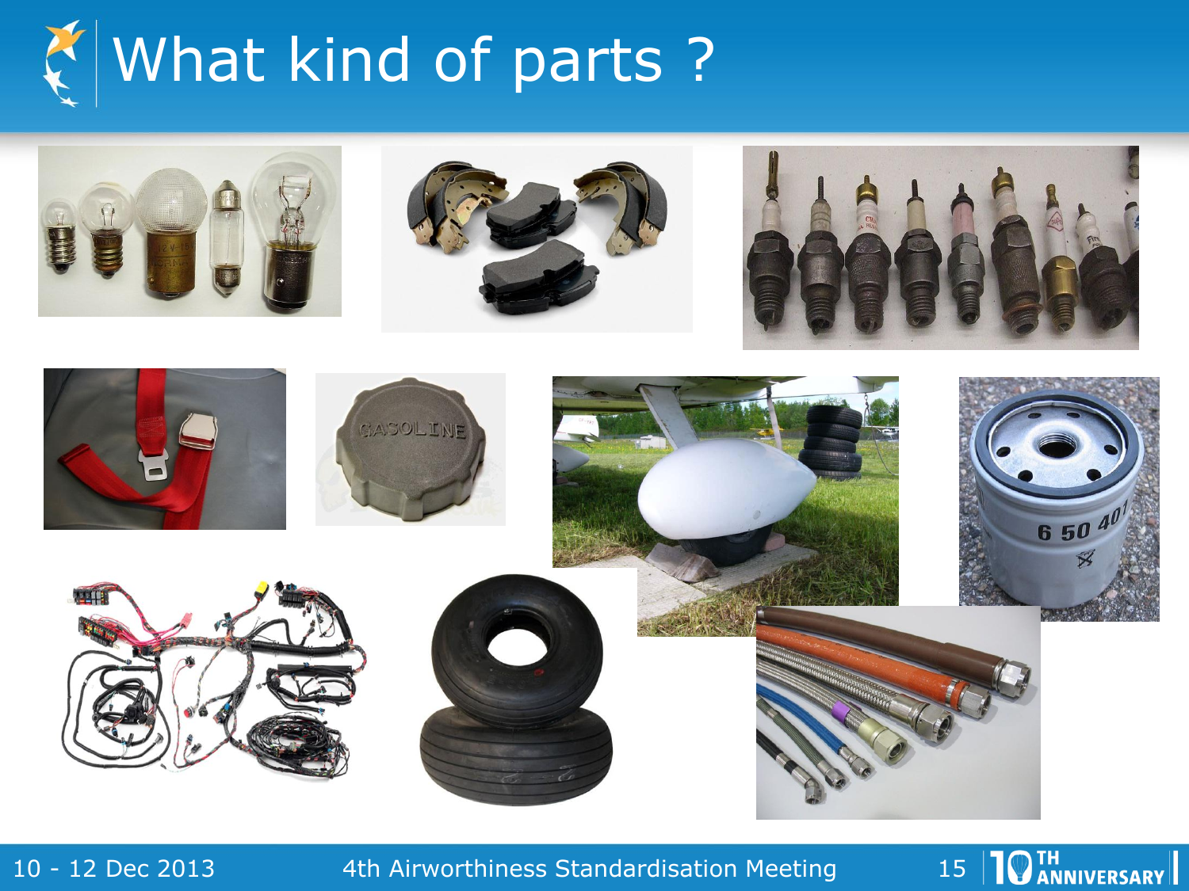# What kind of parts ?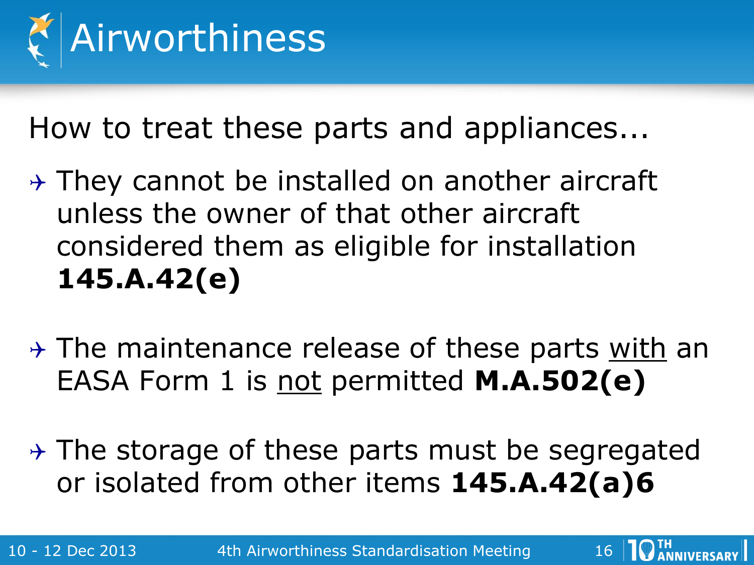# Airworthiness

How to treat these parts and appliances...

- They cannot be installed on another aircraft unless the owner of that other aircraft considered them as eligible for installation **145.A.42(e)**
- The maintenance release of these parts <u>with</u> an EASA Form 1 is <u>not</u> permitted **M.A.502(e)**
- The storage of these parts must be segregated or isolated from other items **145.A.42(a)6**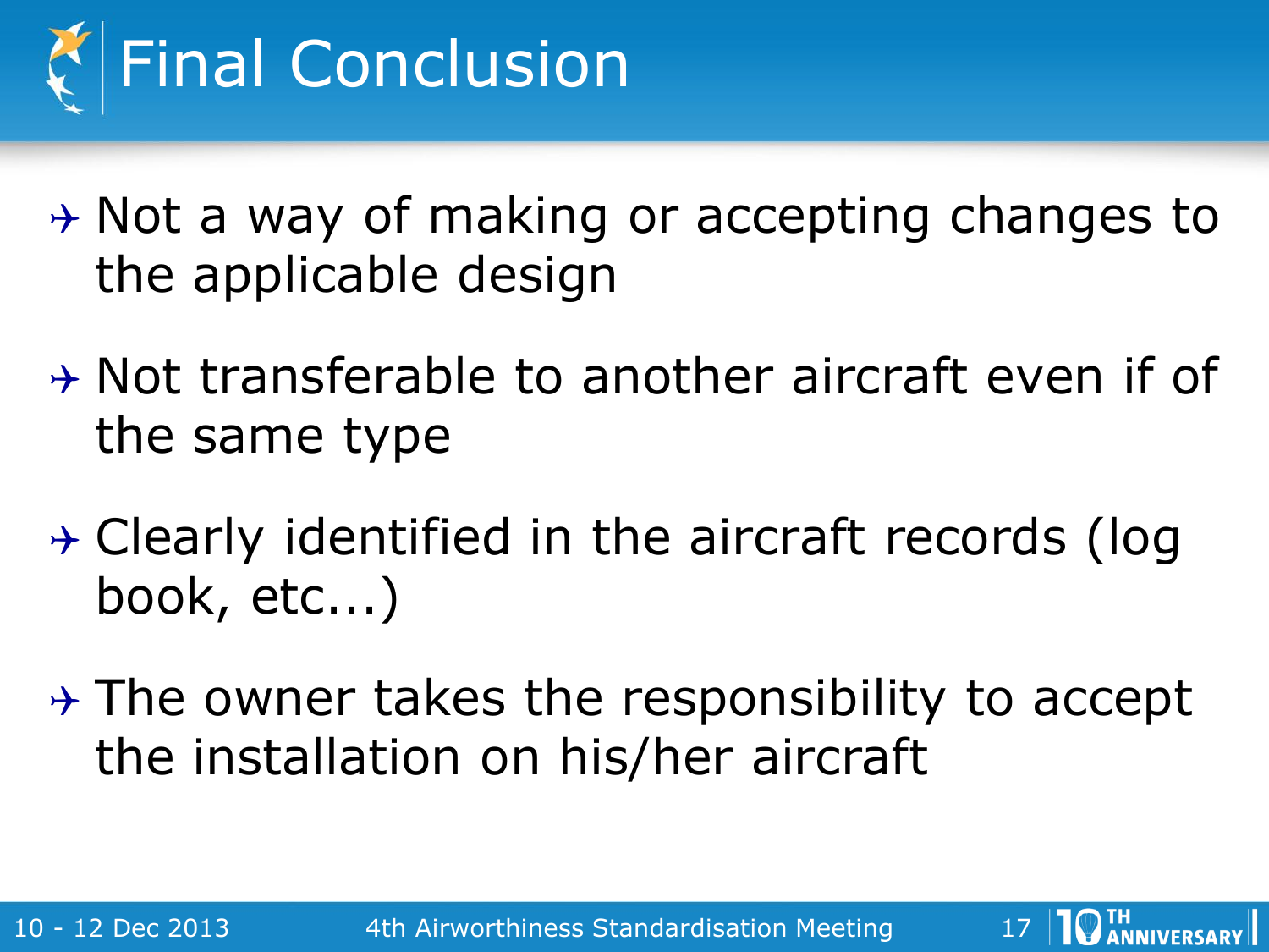# Final Conclusion

- Not a way of making or accepting changes to the applicable design
- Not transferable to another aircraft even if of the same type
- Clearly identified in the aircraft records (log book, etc...)
- The owner takes the responsibility to accept the installation on his/her aircraft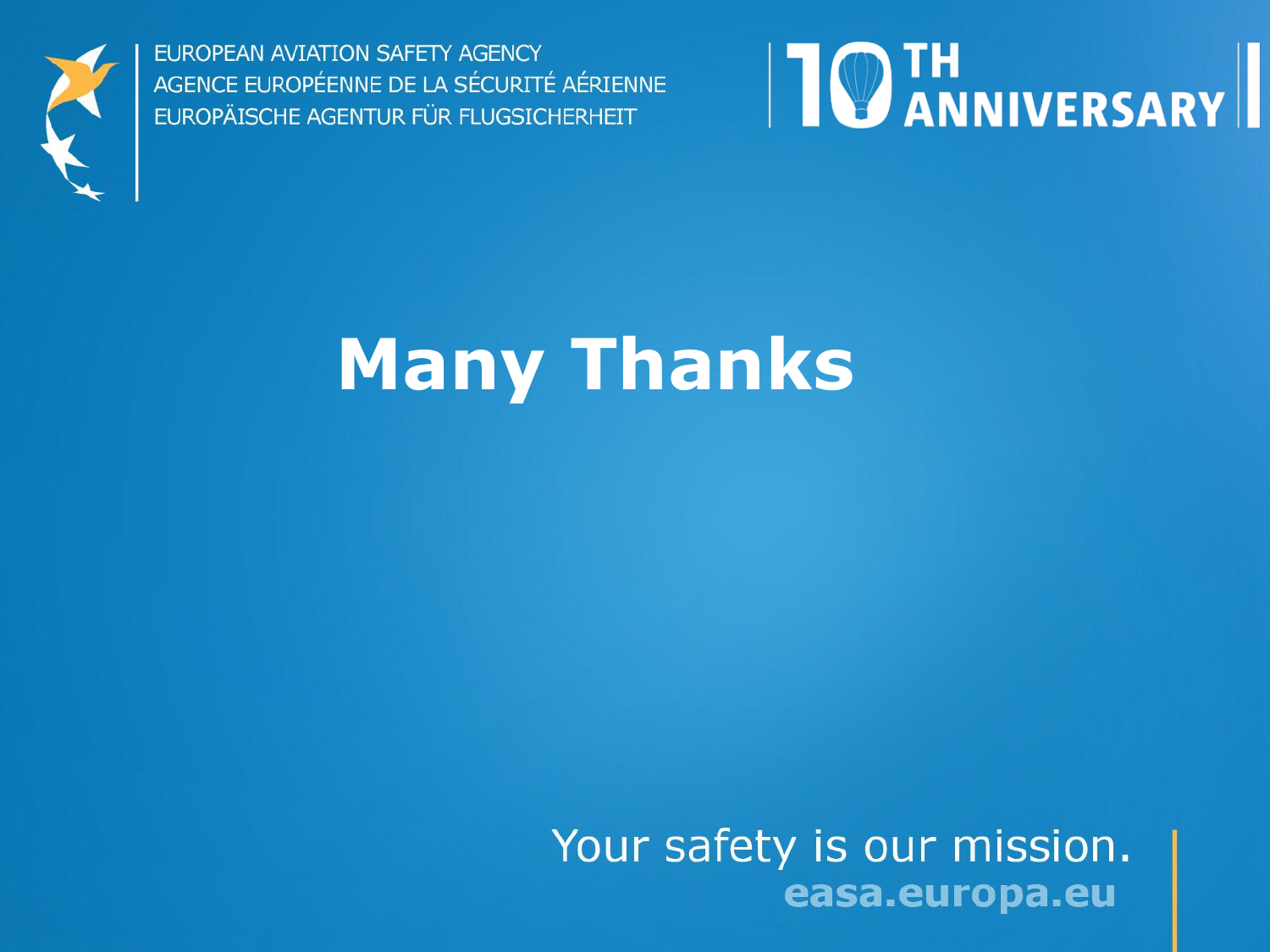EUROPEAN AVIATION SAFETY AGENCY
AGENCE EUROPÉENNE DE LA SÉCURITÉ AÉRIENNE
EUROPÄISCHE AGENTUR FÜR FLUGSICHERHEIT

10TH ANNIVERSARY

# Many Thanks

Your safety is our mission.
easa.europa.eu